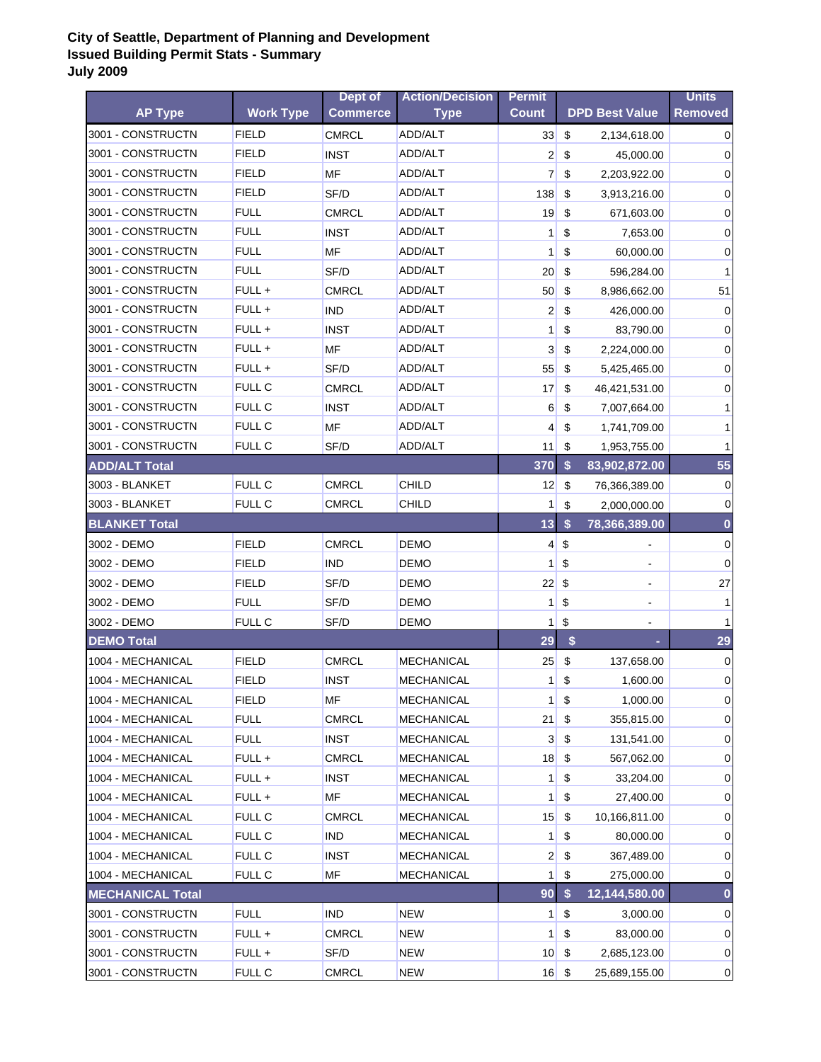**City of Seattle, Department of Planning and Development**
**Issued Building Permit Stats - Summary**
**July 2009**

| AP Type | Work Type | Dept of Commerce | Action/Decision Type | Permit Count | DPD Best Value | Units Removed |
|---|---|---|---|---|---|---|
| 3001 - CONSTRUCTN | FIELD | CMRCL | ADD/ALT | 33 | $ 2,134,618.00 | 0 |
| 3001 - CONSTRUCTN | FIELD | INST | ADD/ALT | 2 | $ 45,000.00 | 0 |
| 3001 - CONSTRUCTN | FIELD | MF | ADD/ALT | 7 | $ 2,203,922.00 | 0 |
| 3001 - CONSTRUCTN | FIELD | SF/D | ADD/ALT | 138 | $ 3,913,216.00 | 0 |
| 3001 - CONSTRUCTN | FULL | CMRCL | ADD/ALT | 19 | $ 671,603.00 | 0 |
| 3001 - CONSTRUCTN | FULL | INST | ADD/ALT | 1 | $ 7,653.00 | 0 |
| 3001 - CONSTRUCTN | FULL | MF | ADD/ALT | 1 | $ 60,000.00 | 0 |
| 3001 - CONSTRUCTN | FULL | SF/D | ADD/ALT | 20 | $ 596,284.00 | 1 |
| 3001 - CONSTRUCTN | FULL + | CMRCL | ADD/ALT | 50 | $ 8,986,662.00 | 51 |
| 3001 - CONSTRUCTN | FULL + | IND | ADD/ALT | 2 | $ 426,000.00 | 0 |
| 3001 - CONSTRUCTN | FULL + | INST | ADD/ALT | 1 | $ 83,790.00 | 0 |
| 3001 - CONSTRUCTN | FULL + | MF | ADD/ALT | 3 | $ 2,224,000.00 | 0 |
| 3001 - CONSTRUCTN | FULL + | SF/D | ADD/ALT | 55 | $ 5,425,465.00 | 0 |
| 3001 - CONSTRUCTN | FULL C | CMRCL | ADD/ALT | 17 | $ 46,421,531.00 | 0 |
| 3001 - CONSTRUCTN | FULL C | INST | ADD/ALT | 6 | $ 7,007,664.00 | 1 |
| 3001 - CONSTRUCTN | FULL C | MF | ADD/ALT | 4 | $ 1,741,709.00 | 1 |
| 3001 - CONSTRUCTN | FULL C | SF/D | ADD/ALT | 11 | $ 1,953,755.00 | 1 |
| **ADD/ALT Total** | | | | **370** | **$ 83,902,872.00** | **55** |
| 3003 - BLANKET | FULL C | CMRCL | CHILD | 12 | $ 76,366,389.00 | 0 |
| 3003 - BLANKET | FULL C | CMRCL | CHILD | 1 | $ 2,000,000.00 | 0 |
| **BLANKET Total** | | | | **13** | **$ 78,366,389.00** | **0** |
| 3002 - DEMO | FIELD | CMRCL | DEMO | 4 | $ - | 0 |
| 3002 - DEMO | FIELD | IND | DEMO | 1 | $ - | 0 |
| 3002 - DEMO | FIELD | SF/D | DEMO | 22 | $ - | 27 |
| 3002 - DEMO | FULL | SF/D | DEMO | 1 | $ - | 1 |
| 3002 - DEMO | FULL C | SF/D | DEMO | 1 | $ - | 1 |
| **DEMO Total** | | | | **29** | **$ -** | **29** |
| 1004 - MECHANICAL | FIELD | CMRCL | MECHANICAL | 25 | $ 137,658.00 | 0 |
| 1004 - MECHANICAL | FIELD | INST | MECHANICAL | 1 | $ 1,600.00 | 0 |
| 1004 - MECHANICAL | FIELD | MF | MECHANICAL | 1 | $ 1,000.00 | 0 |
| 1004 - MECHANICAL | FULL | CMRCL | MECHANICAL | 21 | $ 355,815.00 | 0 |
| 1004 - MECHANICAL | FULL | INST | MECHANICAL | 3 | $ 131,541.00 | 0 |
| 1004 - MECHANICAL | FULL + | CMRCL | MECHANICAL | 18 | $ 567,062.00 | 0 |
| 1004 - MECHANICAL | FULL + | INST | MECHANICAL | 1 | $ 33,204.00 | 0 |
| 1004 - MECHANICAL | FULL + | MF | MECHANICAL | 1 | $ 27,400.00 | 0 |
| 1004 - MECHANICAL | FULL C | CMRCL | MECHANICAL | 15 | $ 10,166,811.00 | 0 |
| 1004 - MECHANICAL | FULL C | IND | MECHANICAL | 1 | $ 80,000.00 | 0 |
| 1004 - MECHANICAL | FULL C | INST | MECHANICAL | 2 | $ 367,489.00 | 0 |
| 1004 - MECHANICAL | FULL C | MF | MECHANICAL | 1 | $ 275,000.00 | 0 |
| **MECHANICAL Total** | | | | **90** | **$ 12,144,580.00** | **0** |
| 3001 - CONSTRUCTN | FULL | IND | NEW | 1 | $ 3,000.00 | 0 |
| 3001 - CONSTRUCTN | FULL + | CMRCL | NEW | 1 | $ 83,000.00 | 0 |
| 3001 - CONSTRUCTN | FULL + | SF/D | NEW | 10 | $ 2,685,123.00 | 0 |
| 3001 - CONSTRUCTN | FULL C | CMRCL | NEW | 16 | $ 25,689,155.00 | 0 |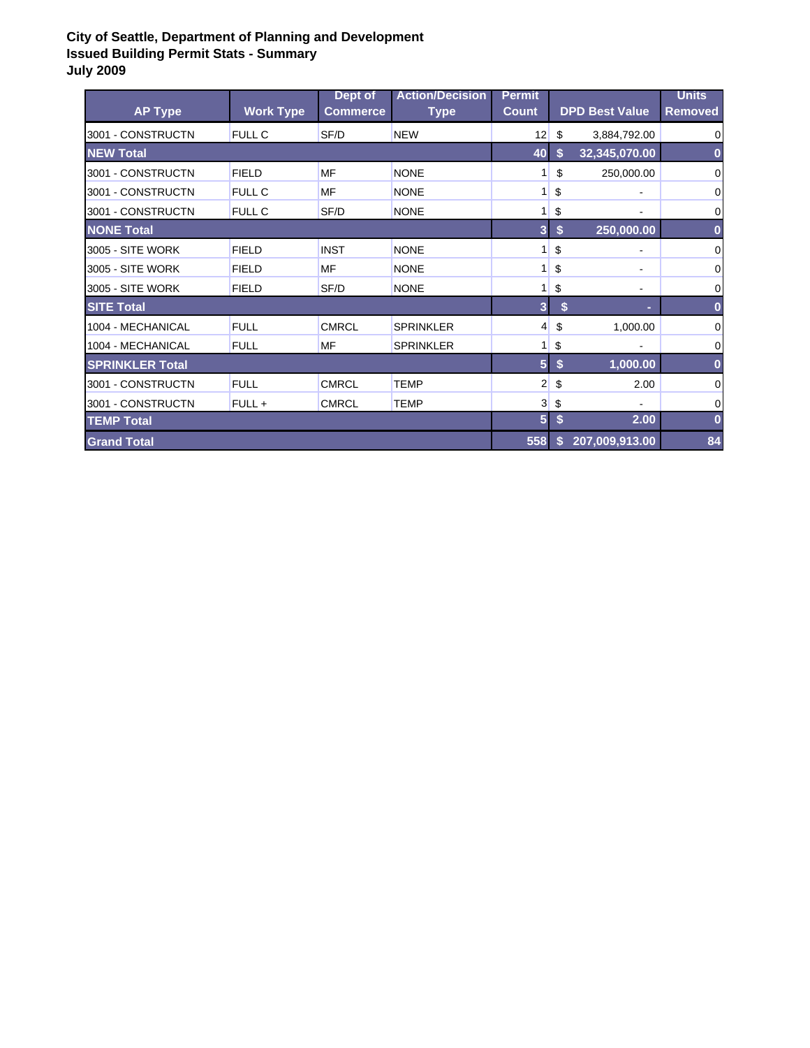**City of Seattle, Department of Planning and Development**
**Issued Building Permit Stats - Summary**
**July 2009**

| AP Type | Work Type | Dept of Commerce | Action/Decision Type | Permit Count | DPD Best Value | Units Removed |
|---|---|---|---|---|---|---|
| 3001 - CONSTRUCTN | FULL C | SF/D | NEW | 12 | $ 3,884,792.00 | 0 |
| **NEW Total** | | | | **40** | **$ 32,345,070.00** | **0** |
| 3001 - CONSTRUCTN | FIELD | MF | NONE | 1 | $ 250,000.00 | 0 |
| 3001 - CONSTRUCTN | FULL C | MF | NONE | 1 | $ - | 0 |
| 3001 - CONSTRUCTN | FULL C | SF/D | NONE | 1 | $ - | 0 |
| **NONE Total** | | | | **3** | **$ 250,000.00** | **0** |
| 3005 - SITE WORK | FIELD | INST | NONE | 1 | $ - | 0 |
| 3005 - SITE WORK | FIELD | MF | NONE | 1 | $ - | 0 |
| 3005 - SITE WORK | FIELD | SF/D | NONE | 1 | $ - | 0 |
| **SITE Total** | | | | **3** | **$ -** | **0** |
| 1004 - MECHANICAL | FULL | CMRCL | SPRINKLER | 4 | $ 1,000.00 | 0 |
| 1004 - MECHANICAL | FULL | MF | SPRINKLER | 1 | $ - | 0 |
| **SPRINKLER Total** | | | | **5** | **$ 1,000.00** | **0** |
| 3001 - CONSTRUCTN | FULL | CMRCL | TEMP | 2 | $ 2.00 | 0 |
| 3001 - CONSTRUCTN | FULL + | CMRCL | TEMP | 3 | $ - | 0 |
| **TEMP Total** | | | | **5** | **$ 2.00** | **0** |
| **Grand Total** | | | | **558** | **$ 207,009,913.00** | **84** |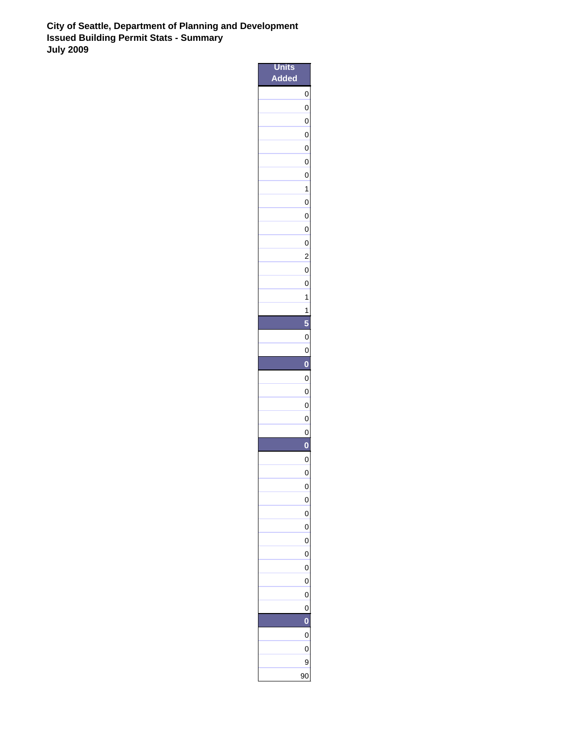**City of Seattle, Department of Planning and Development**
**Issued Building Permit Stats - Summary**
**July 2009**

| Units Added |
|---:|
| 0 |
| 0 |
| 0 |
| 0 |
| 0 |
| 0 |
| 0 |
| 1 |
| 0 |
| 0 |
| 0 |
| 0 |
| 2 |
| 0 |
| 0 |
| 1 |
| 1 |
| **5** |
| 0 |
| 0 |
| **0** |
| 0 |
| 0 |
| 0 |
| 0 |
| 0 |
| **0** |
| 0 |
| 0 |
| 0 |
| 0 |
| 0 |
| 0 |
| 0 |
| 0 |
| 0 |
| 0 |
| 0 |
| 0 |
| **0** |
| 0 |
| 0 |
| 9 |
| 90 |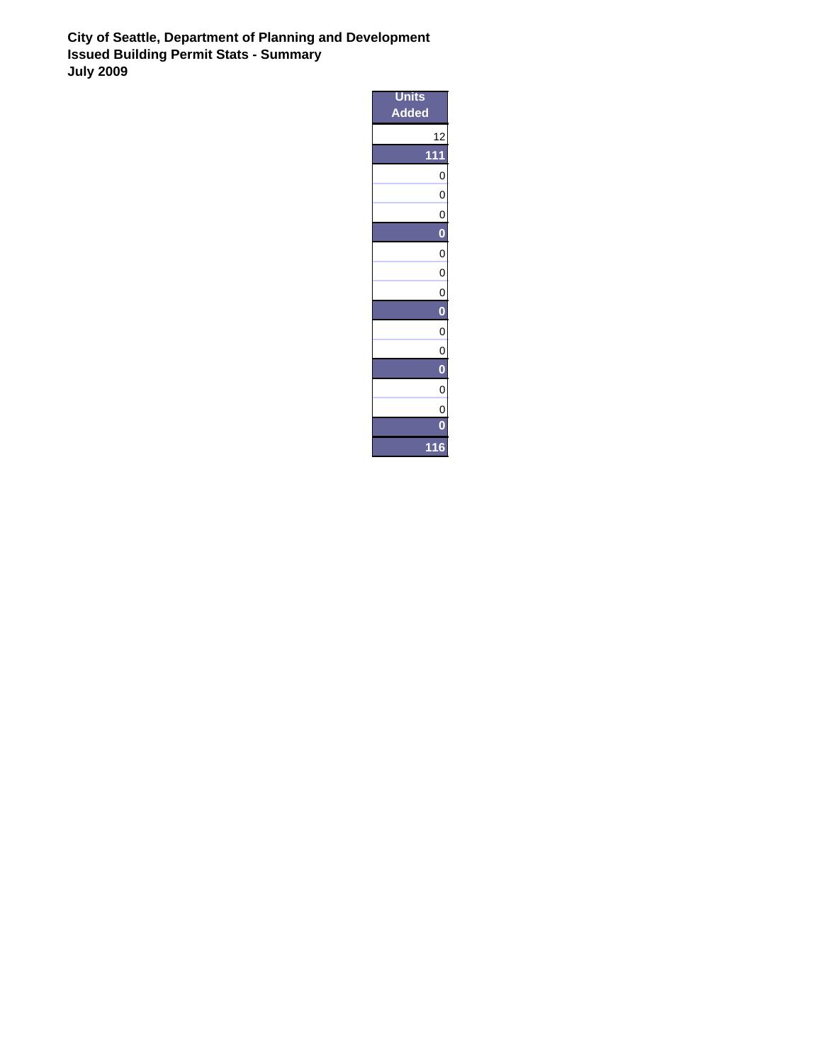**City of Seattle, Department of Planning and Development**
**Issued Building Permit Stats - Summary**
**July 2009**

| Units Added |
|---|
| 12 |
| **111** |
| 0 |
| 0 |
| 0 |
| **0** |
| 0 |
| 0 |
| 0 |
| **0** |
| 0 |
| 0 |
| **0** |
| 0 |
| 0 |
| **0** |
| **116** |